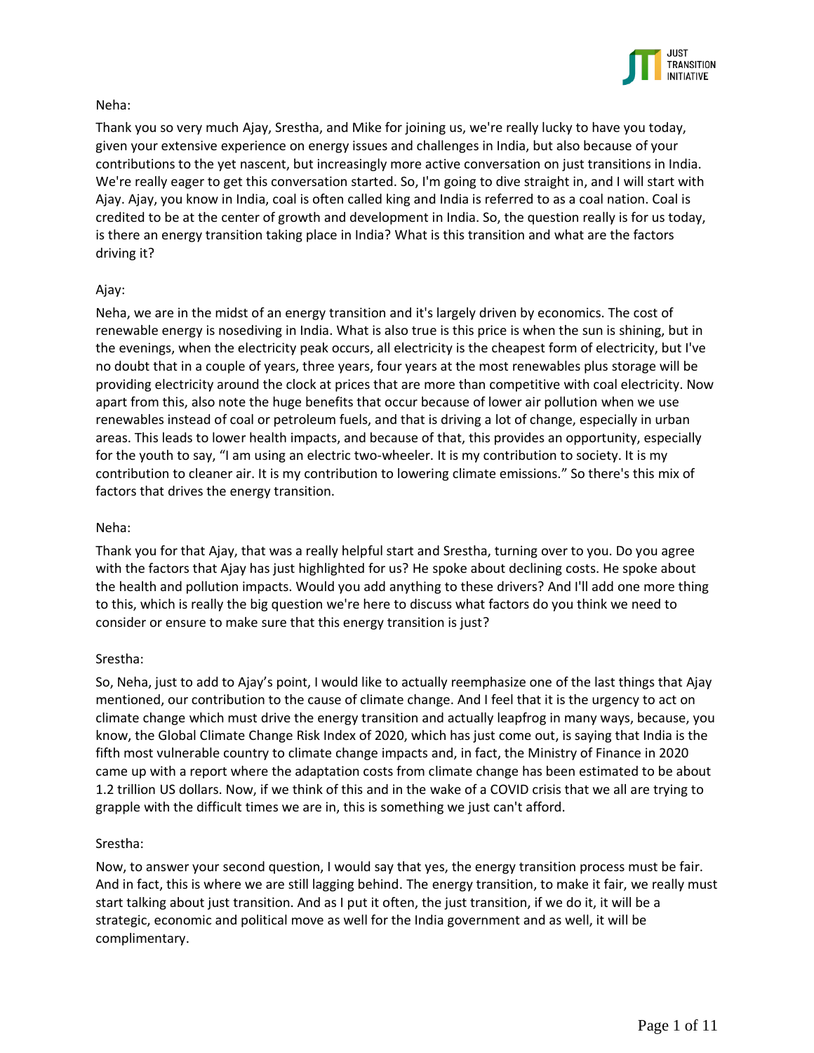Neha:

Thank you so very much Ajay, Srestha, and Mike for joining us, we're really lucky to have you today, given your extensive experience on energy issues and challenges in India, but also because of your contributions to the yet nascent, but increasingly more active conversation on just transitions in India. We're really eager to get this conversation started. So, I'm going to dive straight in, and I will start with Ajay. Ajay, you know in India, coal is often called king and India is referred to as a coal nation. Coal is credited to be at the center of growth and development in India. So, the question really is for us today, is there an energy transition taking place in India? What is this transition and what are the factors driving it?

Ajay:

Neha, we are in the midst of an energy transition and it's largely driven by economics. The cost of renewable energy is nosediving in India. What is also true is this price is when the sun is shining, but in the evenings, when the electricity peak occurs, all electricity is the cheapest form of electricity, but I've no doubt that in a couple of years, three years, four years at the most renewables plus storage will be providing electricity around the clock at prices that are more than competitive with coal electricity. Now apart from this, also note the huge benefits that occur because of lower air pollution when we use renewables instead of coal or petroleum fuels, and that is driving a lot of change, especially in urban areas. This leads to lower health impacts, and because of that, this provides an opportunity, especially for the youth to say, "I am using an electric two-wheeler. It is my contribution to society. It is my contribution to cleaner air. It is my contribution to lowering climate emissions." So there's this mix of factors that drives the energy transition.

Neha:

Thank you for that Ajay, that was a really helpful start and Srestha, turning over to you. Do you agree with the factors that Ajay has just highlighted for us? He spoke about declining costs. He spoke about the health and pollution impacts. Would you add anything to these drivers? And I'll add one more thing to this, which is really the big question we're here to discuss what factors do you think we need to consider or ensure to make sure that this energy transition is just?

Srestha:

So, Neha, just to add to Ajay's point, I would like to actually reemphasize one of the last things that Ajay mentioned, our contribution to the cause of climate change. And I feel that it is the urgency to act on climate change which must drive the energy transition and actually leapfrog in many ways, because, you know, the Global Climate Change Risk Index of 2020, which has just come out, is saying that India is the fifth most vulnerable country to climate change impacts and, in fact, the Ministry of Finance in 2020 came up with a report where the adaptation costs from climate change has been estimated to be about 1.2 trillion US dollars. Now, if we think of this and in the wake of a COVID crisis that we all are trying to grapple with the difficult times we are in, this is something we just can't afford.

Srestha:

Now, to answer your second question, I would say that yes, the energy transition process must be fair. And in fact, this is where we are still lagging behind. The energy transition, to make it fair, we really must start talking about just transition. And as I put it often, the just transition, if we do it, it will be a strategic, economic and political move as well for the India government and as well, it will be complimentary.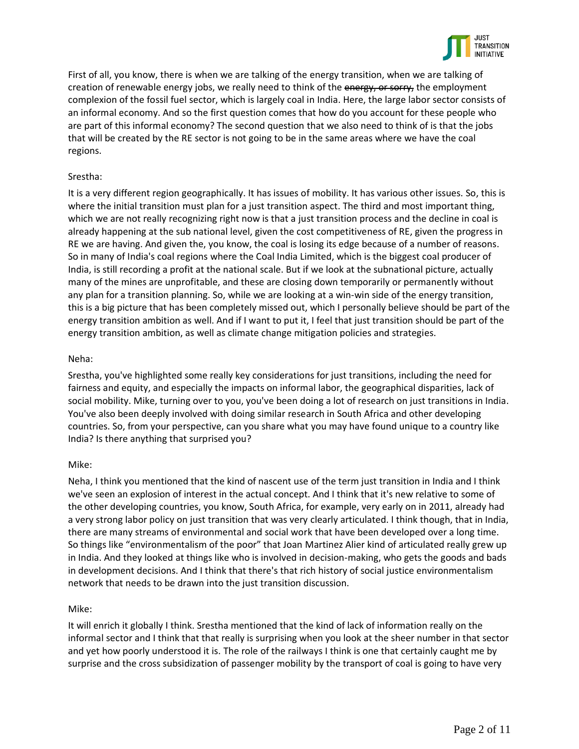First of all, you know, there is when we are talking of the energy transition, when we are talking of creation of renewable energy jobs, we really need to think of the ~~energy, or sorry,~~ the employment complexion of the fossil fuel sector, which is largely coal in India. Here, the large labor sector consists of an informal economy. And so the first question comes that how do you account for these people who are part of this informal economy? The second question that we also need to think of is that the jobs that will be created by the RE sector is not going to be in the same areas where we have the coal regions.

Srestha:

It is a very different region geographically. It has issues of mobility. It has various other issues. So, this is where the initial transition must plan for a just transition aspect. The third and most important thing, which we are not really recognizing right now is that a just transition process and the decline in coal is already happening at the sub national level, given the cost competitiveness of RE, given the progress in RE we are having. And given the, you know, the coal is losing its edge because of a number of reasons. So in many of India's coal regions where the Coal India Limited, which is the biggest coal producer of India, is still recording a profit at the national scale. But if we look at the subnational picture, actually many of the mines are unprofitable, and these are closing down temporarily or permanently without any plan for a transition planning. So, while we are looking at a win-win side of the energy transition, this is a big picture that has been completely missed out, which I personally believe should be part of the energy transition ambition as well. And if I want to put it, I feel that just transition should be part of the energy transition ambition, as well as climate change mitigation policies and strategies.

Neha:

Srestha, you've highlighted some really key considerations for just transitions, including the need for fairness and equity, and especially the impacts on informal labor, the geographical disparities, lack of social mobility. Mike, turning over to you, you've been doing a lot of research on just transitions in India. You've also been deeply involved with doing similar research in South Africa and other developing countries. So, from your perspective, can you share what you may have found unique to a country like India? Is there anything that surprised you?

Mike:

Neha, I think you mentioned that the kind of nascent use of the term just transition in India and I think we've seen an explosion of interest in the actual concept. And I think that it's new relative to some of the other developing countries, you know, South Africa, for example, very early on in 2011, already had a very strong labor policy on just transition that was very clearly articulated. I think though, that in India, there are many streams of environmental and social work that have been developed over a long time. So things like "environmentalism of the poor" that Joan Martinez Alier kind of articulated really grew up in India. And they looked at things like who is involved in decision-making, who gets the goods and bads in development decisions. And I think that there's that rich history of social justice environmentalism network that needs to be drawn into the just transition discussion.

Mike:

It will enrich it globally I think. Srestha mentioned that the kind of lack of information really on the informal sector and I think that that really is surprising when you look at the sheer number in that sector and yet how poorly understood it is. The role of the railways I think is one that certainly caught me by surprise and the cross subsidization of passenger mobility by the transport of coal is going to have very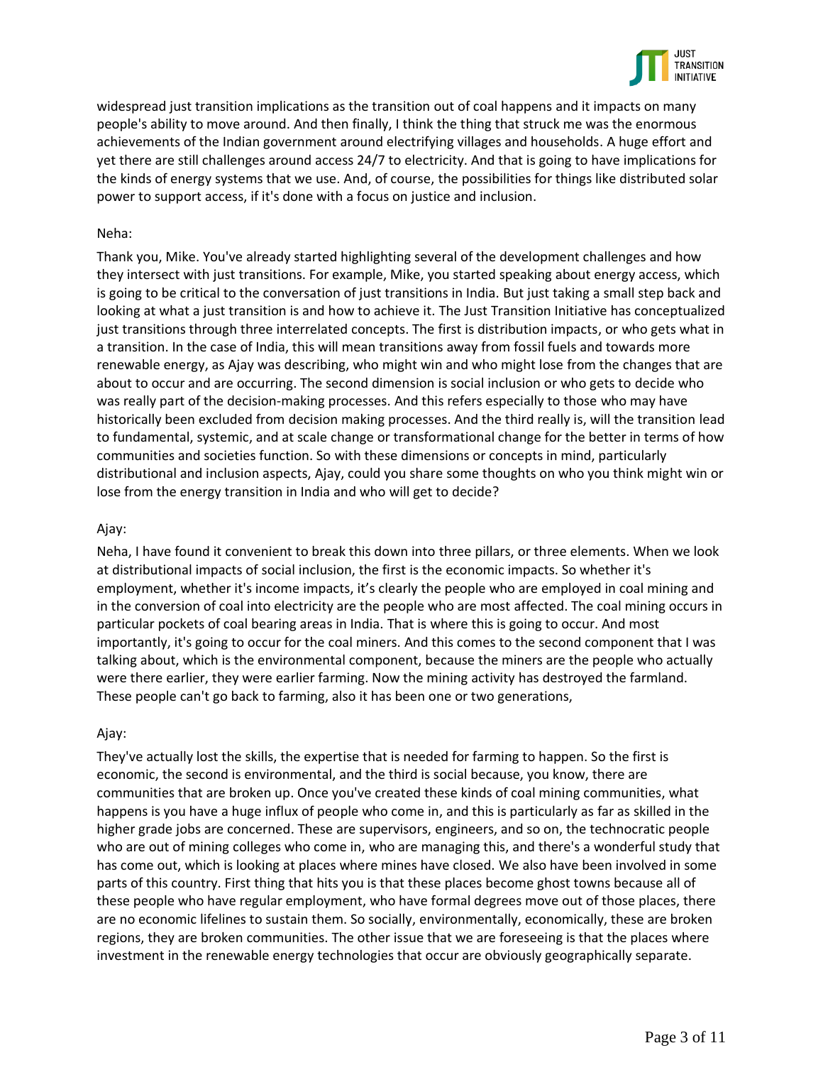widespread just transition implications as the transition out of coal happens and it impacts on many people's ability to move around. And then finally, I think the thing that struck me was the enormous achievements of the Indian government around electrifying villages and households. A huge effort and yet there are still challenges around access 24/7 to electricity. And that is going to have implications for the kinds of energy systems that we use. And, of course, the possibilities for things like distributed solar power to support access, if it's done with a focus on justice and inclusion.

Neha:

Thank you, Mike. You've already started highlighting several of the development challenges and how they intersect with just transitions. For example, Mike, you started speaking about energy access, which is going to be critical to the conversation of just transitions in India. But just taking a small step back and looking at what a just transition is and how to achieve it. The Just Transition Initiative has conceptualized just transitions through three interrelated concepts. The first is distribution impacts, or who gets what in a transition. In the case of India, this will mean transitions away from fossil fuels and towards more renewable energy, as Ajay was describing, who might win and who might lose from the changes that are about to occur and are occurring. The second dimension is social inclusion or who gets to decide who was really part of the decision-making processes. And this refers especially to those who may have historically been excluded from decision making processes. And the third really is, will the transition lead to fundamental, systemic, and at scale change or transformational change for the better in terms of how communities and societies function. So with these dimensions or concepts in mind, particularly distributional and inclusion aspects, Ajay, could you share some thoughts on who you think might win or lose from the energy transition in India and who will get to decide?

Ajay:

Neha, I have found it convenient to break this down into three pillars, or three elements. When we look at distributional impacts of social inclusion, the first is the economic impacts. So whether it's employment, whether it's income impacts, it's clearly the people who are employed in coal mining and in the conversion of coal into electricity are the people who are most affected. The coal mining occurs in particular pockets of coal bearing areas in India. That is where this is going to occur. And most importantly, it's going to occur for the coal miners. And this comes to the second component that I was talking about, which is the environmental component, because the miners are the people who actually were there earlier, they were earlier farming. Now the mining activity has destroyed the farmland. These people can't go back to farming, also it has been one or two generations,

Ajay:

They've actually lost the skills, the expertise that is needed for farming to happen. So the first is economic, the second is environmental, and the third is social because, you know, there are communities that are broken up. Once you've created these kinds of coal mining communities, what happens is you have a huge influx of people who come in, and this is particularly as far as skilled in the higher grade jobs are concerned. These are supervisors, engineers, and so on, the technocratic people who are out of mining colleges who come in, who are managing this, and there's a wonderful study that has come out, which is looking at places where mines have closed. We also have been involved in some parts of this country. First thing that hits you is that these places become ghost towns because all of these people who have regular employment, who have formal degrees move out of those places, there are no economic lifelines to sustain them. So socially, environmentally, economically, these are broken regions, they are broken communities. The other issue that we are foreseeing is that the places where investment in the renewable energy technologies that occur are obviously geographically separate.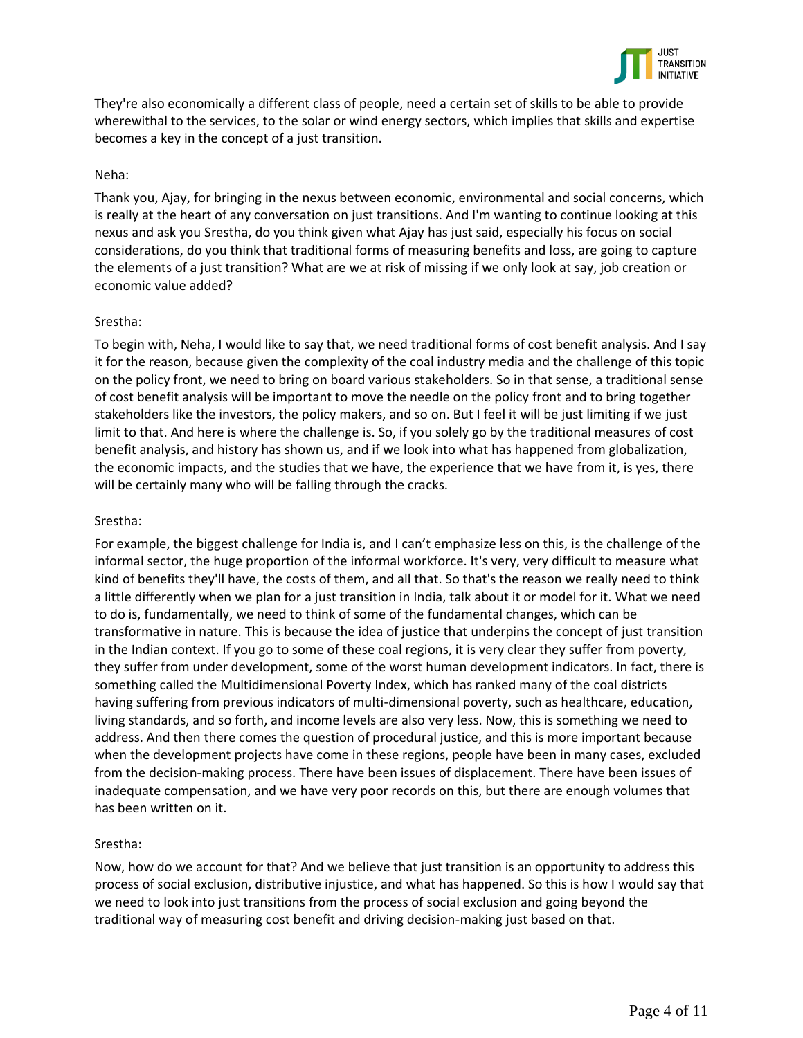They're also economically a different class of people, need a certain set of skills to be able to provide wherewithal to the services, to the solar or wind energy sectors, which implies that skills and expertise becomes a key in the concept of a just transition.

Neha:

Thank you, Ajay, for bringing in the nexus between economic, environmental and social concerns, which is really at the heart of any conversation on just transitions. And I'm wanting to continue looking at this nexus and ask you Srestha, do you think given what Ajay has just said, especially his focus on social considerations, do you think that traditional forms of measuring benefits and loss, are going to capture the elements of a just transition? What are we at risk of missing if we only look at say, job creation or economic value added?

Srestha:

To begin with, Neha, I would like to say that, we need traditional forms of cost benefit analysis. And I say it for the reason, because given the complexity of the coal industry media and the challenge of this topic on the policy front, we need to bring on board various stakeholders. So in that sense, a traditional sense of cost benefit analysis will be important to move the needle on the policy front and to bring together stakeholders like the investors, the policy makers, and so on. But I feel it will be just limiting if we just limit to that. And here is where the challenge is. So, if you solely go by the traditional measures of cost benefit analysis, and history has shown us, and if we look into what has happened from globalization, the economic impacts, and the studies that we have, the experience that we have from it, is yes, there will be certainly many who will be falling through the cracks.

Srestha:

For example, the biggest challenge for India is, and I can't emphasize less on this, is the challenge of the informal sector, the huge proportion of the informal workforce. It's very, very difficult to measure what kind of benefits they'll have, the costs of them, and all that. So that's the reason we really need to think a little differently when we plan for a just transition in India, talk about it or model for it. What we need to do is, fundamentally, we need to think of some of the fundamental changes, which can be transformative in nature. This is because the idea of justice that underpins the concept of just transition in the Indian context. If you go to some of these coal regions, it is very clear they suffer from poverty, they suffer from under development, some of the worst human development indicators. In fact, there is something called the Multidimensional Poverty Index, which has ranked many of the coal districts having suffering from previous indicators of multi-dimensional poverty, such as healthcare, education, living standards, and so forth, and income levels are also very less. Now, this is something we need to address. And then there comes the question of procedural justice, and this is more important because when the development projects have come in these regions, people have been in many cases, excluded from the decision-making process. There have been issues of displacement. There have been issues of inadequate compensation, and we have very poor records on this, but there are enough volumes that has been written on it.

Srestha:

Now, how do we account for that? And we believe that just transition is an opportunity to address this process of social exclusion, distributive injustice, and what has happened. So this is how I would say that we need to look into just transitions from the process of social exclusion and going beyond the traditional way of measuring cost benefit and driving decision-making just based on that.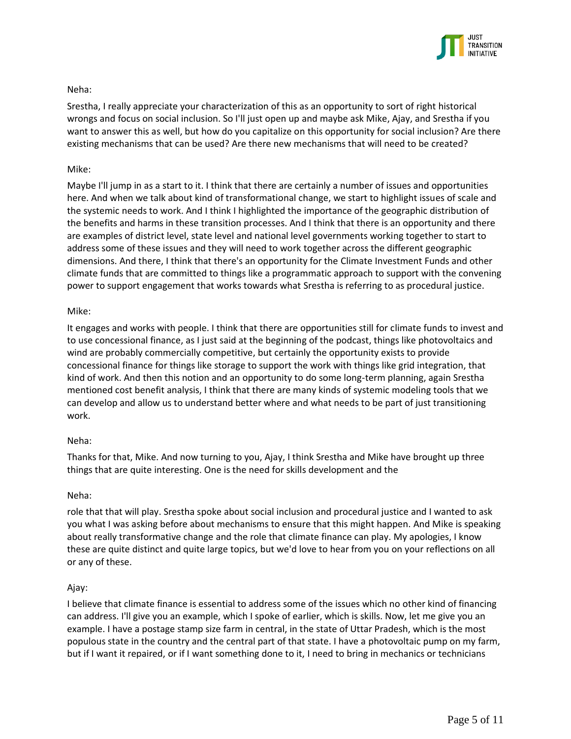Neha:

Srestha, I really appreciate your characterization of this as an opportunity to sort of right historical wrongs and focus on social inclusion. So I'll just open up and maybe ask Mike, Ajay, and Srestha if you want to answer this as well, but how do you capitalize on this opportunity for social inclusion? Are there existing mechanisms that can be used? Are there new mechanisms that will need to be created?

Mike:

Maybe I'll jump in as a start to it. I think that there are certainly a number of issues and opportunities here. And when we talk about kind of transformational change, we start to highlight issues of scale and the systemic needs to work. And I think I highlighted the importance of the geographic distribution of the benefits and harms in these transition processes. And I think that there is an opportunity and there are examples of district level, state level and national level governments working together to start to address some of these issues and they will need to work together across the different geographic dimensions. And there, I think that there's an opportunity for the Climate Investment Funds and other climate funds that are committed to things like a programmatic approach to support with the convening power to support engagement that works towards what Srestha is referring to as procedural justice.

Mike:

It engages and works with people. I think that there are opportunities still for climate funds to invest and to use concessional finance, as I just said at the beginning of the podcast, things like photovoltaics and wind are probably commercially competitive, but certainly the opportunity exists to provide concessional finance for things like storage to support the work with things like grid integration, that kind of work. And then this notion and an opportunity to do some long-term planning, again Srestha mentioned cost benefit analysis, I think that there are many kinds of systemic modeling tools that we can develop and allow us to understand better where and what needs to be part of just transitioning work.

Neha:

Thanks for that, Mike. And now turning to you, Ajay, I think Srestha and Mike have brought up three things that are quite interesting. One is the need for skills development and the

Neha:

role that that will play. Srestha spoke about social inclusion and procedural justice and I wanted to ask you what I was asking before about mechanisms to ensure that this might happen. And Mike is speaking about really transformative change and the role that climate finance can play. My apologies, I know these are quite distinct and quite large topics, but we'd love to hear from you on your reflections on all or any of these.

Ajay:

I believe that climate finance is essential to address some of the issues which no other kind of financing can address. I'll give you an example, which I spoke of earlier, which is skills. Now, let me give you an example. I have a postage stamp size farm in central, in the state of Uttar Pradesh, which is the most populous state in the country and the central part of that state. I have a photovoltaic pump on my farm, but if I want it repaired, or if I want something done to it, I need to bring in mechanics or technicians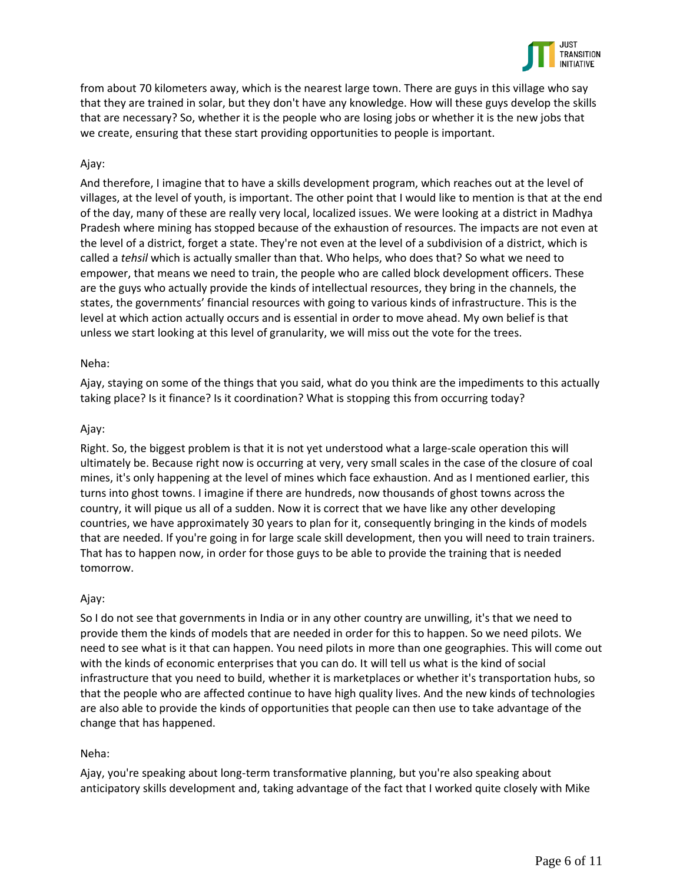from about 70 kilometers away, which is the nearest large town. There are guys in this village who say that they are trained in solar, but they don't have any knowledge. How will these guys develop the skills that are necessary? So, whether it is the people who are losing jobs or whether it is the new jobs that we create, ensuring that these start providing opportunities to people is important.

Ajay:

And therefore, I imagine that to have a skills development program, which reaches out at the level of villages, at the level of youth, is important. The other point that I would like to mention is that at the end of the day, many of these are really very local, localized issues. We were looking at a district in Madhya Pradesh where mining has stopped because of the exhaustion of resources. The impacts are not even at the level of a district, forget a state. They're not even at the level of a subdivision of a district, which is called a *tehsil* which is actually smaller than that. Who helps, who does that? So what we need to empower, that means we need to train, the people who are called block development officers. These are the guys who actually provide the kinds of intellectual resources, they bring in the channels, the states, the governments' financial resources with going to various kinds of infrastructure. This is the level at which action actually occurs and is essential in order to move ahead. My own belief is that unless we start looking at this level of granularity, we will miss out the vote for the trees.

Neha:

Ajay, staying on some of the things that you said, what do you think are the impediments to this actually taking place? Is it finance? Is it coordination? What is stopping this from occurring today?

Ajay:

Right. So, the biggest problem is that it is not yet understood what a large-scale operation this will ultimately be. Because right now is occurring at very, very small scales in the case of the closure of coal mines, it's only happening at the level of mines which face exhaustion. And as I mentioned earlier, this turns into ghost towns. I imagine if there are hundreds, now thousands of ghost towns across the country, it will pique us all of a sudden. Now it is correct that we have like any other developing countries, we have approximately 30 years to plan for it, consequently bringing in the kinds of models that are needed. If you're going in for large scale skill development, then you will need to train trainers. That has to happen now, in order for those guys to be able to provide the training that is needed tomorrow.

Ajay:

So I do not see that governments in India or in any other country are unwilling, it's that we need to provide them the kinds of models that are needed in order for this to happen. So we need pilots. We need to see what is it that can happen. You need pilots in more than one geographies. This will come out with the kinds of economic enterprises that you can do. It will tell us what is the kind of social infrastructure that you need to build, whether it is marketplaces or whether it's transportation hubs, so that the people who are affected continue to have high quality lives. And the new kinds of technologies are also able to provide the kinds of opportunities that people can then use to take advantage of the change that has happened.

Neha:

Ajay, you're speaking about long-term transformative planning, but you're also speaking about anticipatory skills development and, taking advantage of the fact that I worked quite closely with Mike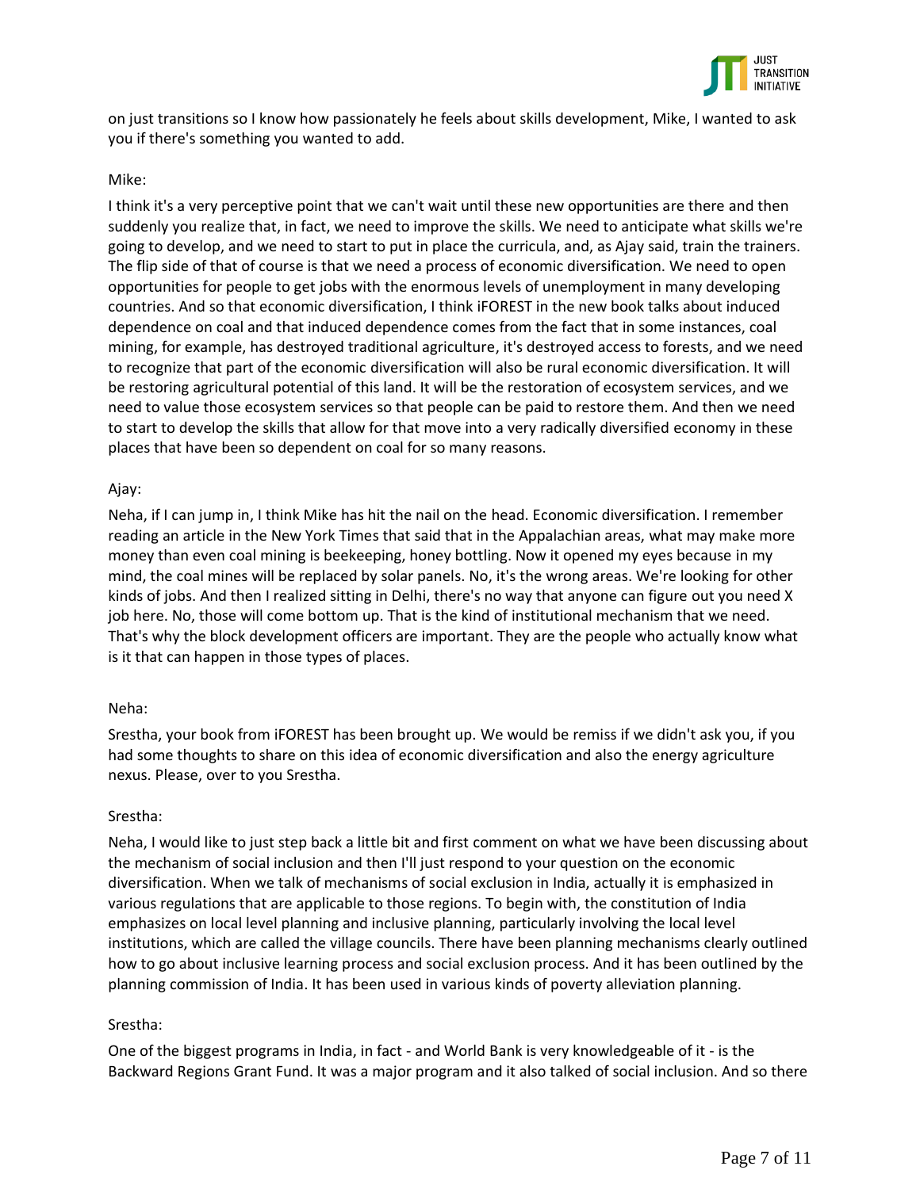on just transitions so I know how passionately he feels about skills development, Mike, I wanted to ask you if there's something you wanted to add.

Mike:

I think it's a very perceptive point that we can't wait until these new opportunities are there and then suddenly you realize that, in fact, we need to improve the skills. We need to anticipate what skills we're going to develop, and we need to start to put in place the curricula, and, as Ajay said, train the trainers. The flip side of that of course is that we need a process of economic diversification. We need to open opportunities for people to get jobs with the enormous levels of unemployment in many developing countries. And so that economic diversification, I think iFOREST in the new book talks about induced dependence on coal and that induced dependence comes from the fact that in some instances, coal mining, for example, has destroyed traditional agriculture, it's destroyed access to forests, and we need to recognize that part of the economic diversification will also be rural economic diversification. It will be restoring agricultural potential of this land. It will be the restoration of ecosystem services, and we need to value those ecosystem services so that people can be paid to restore them. And then we need to start to develop the skills that allow for that move into a very radically diversified economy in these places that have been so dependent on coal for so many reasons.

Ajay:

Neha, if I can jump in, I think Mike has hit the nail on the head. Economic diversification. I remember reading an article in the New York Times that said that in the Appalachian areas, what may make more money than even coal mining is beekeeping, honey bottling. Now it opened my eyes because in my mind, the coal mines will be replaced by solar panels. No, it's the wrong areas. We're looking for other kinds of jobs. And then I realized sitting in Delhi, there's no way that anyone can figure out you need X job here. No, those will come bottom up. That is the kind of institutional mechanism that we need. That's why the block development officers are important. They are the people who actually know what is it that can happen in those types of places.

Neha:

Srestha, your book from iFOREST has been brought up. We would be remiss if we didn't ask you, if you had some thoughts to share on this idea of economic diversification and also the energy agriculture nexus. Please, over to you Srestha.

Srestha:

Neha, I would like to just step back a little bit and first comment on what we have been discussing about the mechanism of social inclusion and then I'll just respond to your question on the economic diversification. When we talk of mechanisms of social exclusion in India, actually it is emphasized in various regulations that are applicable to those regions. To begin with, the constitution of India emphasizes on local level planning and inclusive planning, particularly involving the local level institutions, which are called the village councils. There have been planning mechanisms clearly outlined how to go about inclusive learning process and social exclusion process. And it has been outlined by the planning commission of India. It has been used in various kinds of poverty alleviation planning.

Srestha:

One of the biggest programs in India, in fact - and World Bank is very knowledgeable of it - is the Backward Regions Grant Fund. It was a major program and it also talked of social inclusion. And so there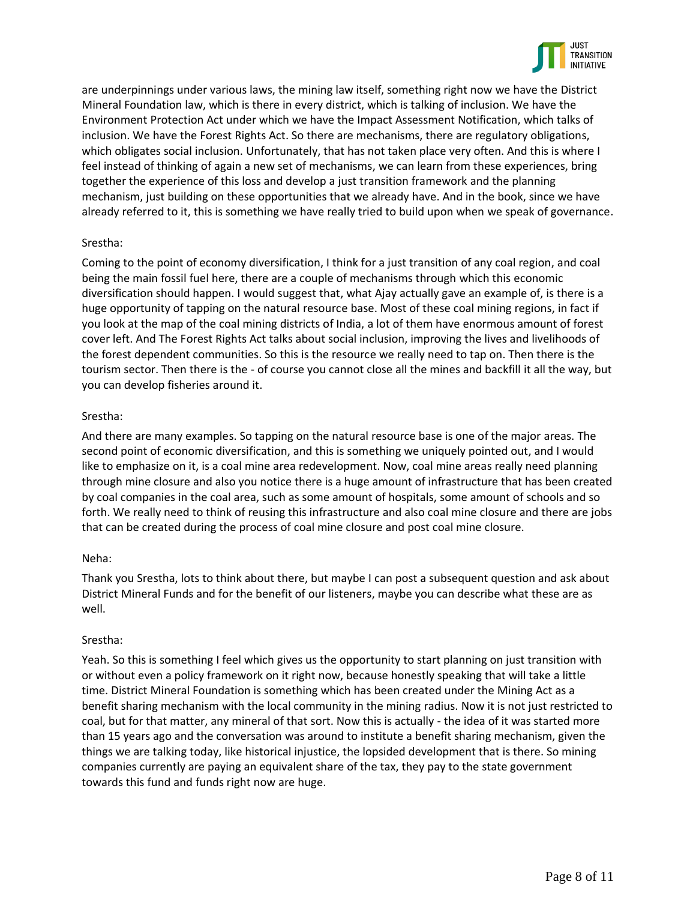are underpinnings under various laws, the mining law itself, something right now we have the District Mineral Foundation law, which is there in every district, which is talking of inclusion. We have the Environment Protection Act under which we have the Impact Assessment Notification, which talks of inclusion. We have the Forest Rights Act. So there are mechanisms, there are regulatory obligations, which obligates social inclusion. Unfortunately, that has not taken place very often. And this is where I feel instead of thinking of again a new set of mechanisms, we can learn from these experiences, bring together the experience of this loss and develop a just transition framework and the planning mechanism, just building on these opportunities that we already have. And in the book, since we have already referred to it, this is something we have really tried to build upon when we speak of governance.

Srestha:

Coming to the point of economy diversification, I think for a just transition of any coal region, and coal being the main fossil fuel here, there are a couple of mechanisms through which this economic diversification should happen. I would suggest that, what Ajay actually gave an example of, is there is a huge opportunity of tapping on the natural resource base. Most of these coal mining regions, in fact if you look at the map of the coal mining districts of India, a lot of them have enormous amount of forest cover left. And The Forest Rights Act talks about social inclusion, improving the lives and livelihoods of the forest dependent communities. So this is the resource we really need to tap on. Then there is the tourism sector. Then there is the - of course you cannot close all the mines and backfill it all the way, but you can develop fisheries around it.

Srestha:

And there are many examples. So tapping on the natural resource base is one of the major areas. The second point of economic diversification, and this is something we uniquely pointed out, and I would like to emphasize on it, is a coal mine area redevelopment. Now, coal mine areas really need planning through mine closure and also you notice there is a huge amount of infrastructure that has been created by coal companies in the coal area, such as some amount of hospitals, some amount of schools and so forth. We really need to think of reusing this infrastructure and also coal mine closure and there are jobs that can be created during the process of coal mine closure and post coal mine closure.

Neha:

Thank you Srestha, lots to think about there, but maybe I can post a subsequent question and ask about District Mineral Funds and for the benefit of our listeners, maybe you can describe what these are as well.

Srestha:

Yeah. So this is something I feel which gives us the opportunity to start planning on just transition with or without even a policy framework on it right now, because honestly speaking that will take a little time. District Mineral Foundation is something which has been created under the Mining Act as a benefit sharing mechanism with the local community in the mining radius. Now it is not just restricted to coal, but for that matter, any mineral of that sort. Now this is actually - the idea of it was started more than 15 years ago and the conversation was around to institute a benefit sharing mechanism, given the things we are talking today, like historical injustice, the lopsided development that is there. So mining companies currently are paying an equivalent share of the tax, they pay to the state government towards this fund and funds right now are huge.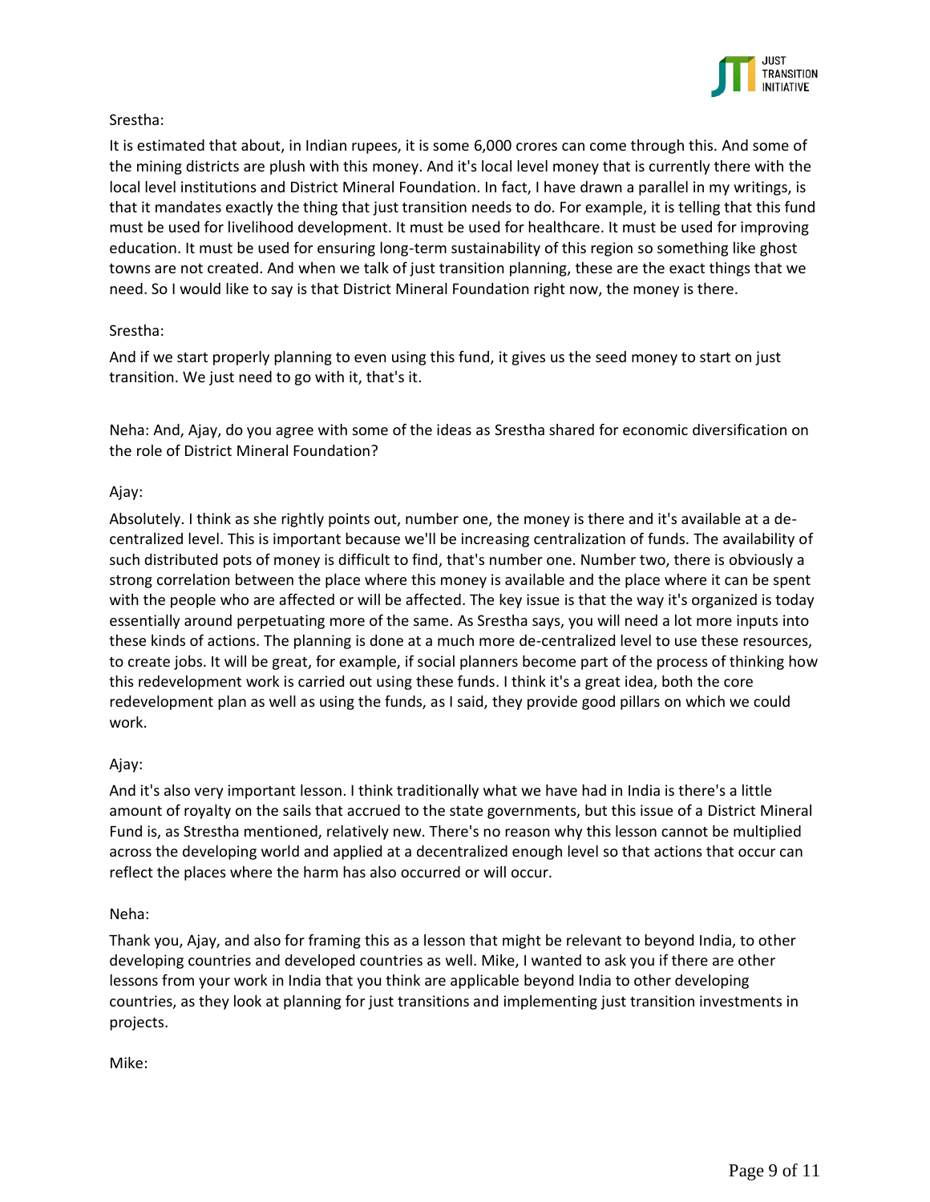Srestha:

It is estimated that about, in Indian rupees, it is some 6,000 crores can come through this. And some of the mining districts are plush with this money. And it's local level money that is currently there with the local level institutions and District Mineral Foundation. In fact, I have drawn a parallel in my writings, is that it mandates exactly the thing that just transition needs to do. For example, it is telling that this fund must be used for livelihood development. It must be used for healthcare. It must be used for improving education. It must be used for ensuring long-term sustainability of this region so something like ghost towns are not created. And when we talk of just transition planning, these are the exact things that we need. So I would like to say is that District Mineral Foundation right now, the money is there.

Srestha:

And if we start properly planning to even using this fund, it gives us the seed money to start on just transition. We just need to go with it, that's it.

Neha: And, Ajay, do you agree with some of the ideas as Srestha shared for economic diversification on the role of District Mineral Foundation?

Ajay:

Absolutely. I think as she rightly points out, number one, the money is there and it's available at a de-centralized level. This is important because we'll be increasing centralization of funds. The availability of such distributed pots of money is difficult to find, that's number one. Number two, there is obviously a strong correlation between the place where this money is available and the place where it can be spent with the people who are affected or will be affected. The key issue is that the way it's organized is today essentially around perpetuating more of the same. As Srestha says, you will need a lot more inputs into these kinds of actions. The planning is done at a much more de-centralized level to use these resources, to create jobs. It will be great, for example, if social planners become part of the process of thinking how this redevelopment work is carried out using these funds. I think it's a great idea, both the core redevelopment plan as well as using the funds, as I said, they provide good pillars on which we could work.

Ajay:

And it's also very important lesson. I think traditionally what we have had in India is there's a little amount of royalty on the sails that accrued to the state governments, but this issue of a District Mineral Fund is, as Stretsha mentioned, relatively new. There's no reason why this lesson cannot be multiplied across the developing world and applied at a decentralized enough level so that actions that occur can reflect the places where the harm has also occurred or will occur.

Neha:

Thank you, Ajay, and also for framing this as a lesson that might be relevant to beyond India, to other developing countries and developed countries as well. Mike, I wanted to ask you if there are other lessons from your work in India that you think are applicable beyond India to other developing countries, as they look at planning for just transitions and implementing just transition investments in projects.

Mike: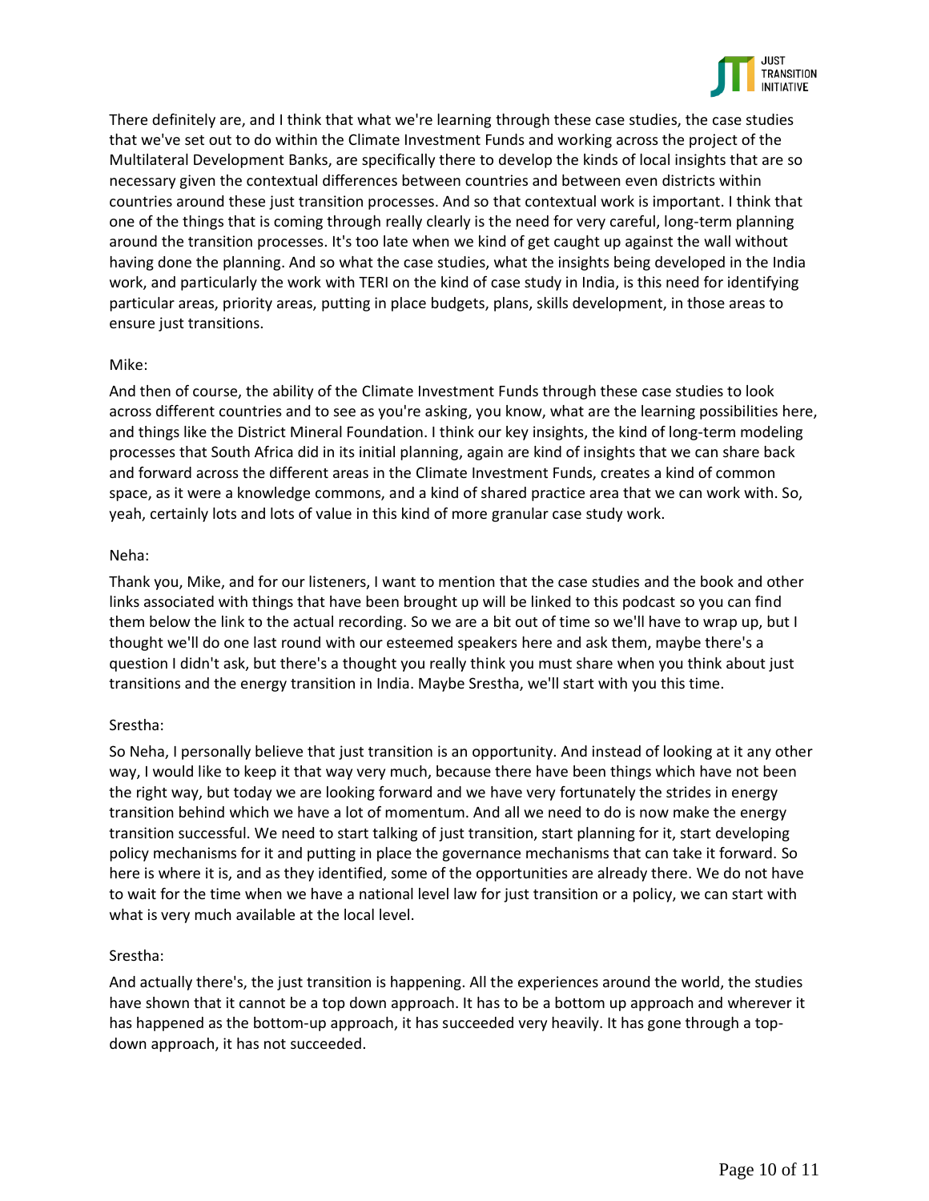There definitely are, and I think that what we're learning through these case studies, the case studies that we've set out to do within the Climate Investment Funds and working across the project of the Multilateral Development Banks, are specifically there to develop the kinds of local insights that are so necessary given the contextual differences between countries and between even districts within countries around these just transition processes. And so that contextual work is important. I think that one of the things that is coming through really clearly is the need for very careful, long-term planning around the transition processes. It's too late when we kind of get caught up against the wall without having done the planning. And so what the case studies, what the insights being developed in the India work, and particularly the work with TERI on the kind of case study in India, is this need for identifying particular areas, priority areas, putting in place budgets, plans, skills development, in those areas to ensure just transitions.

Mike:

And then of course, the ability of the Climate Investment Funds through these case studies to look across different countries and to see as you're asking, you know, what are the learning possibilities here, and things like the District Mineral Foundation. I think our key insights, the kind of long-term modeling processes that South Africa did in its initial planning, again are kind of insights that we can share back and forward across the different areas in the Climate Investment Funds, creates a kind of common space, as it were a knowledge commons, and a kind of shared practice area that we can work with. So, yeah, certainly lots and lots of value in this kind of more granular case study work.

Neha:

Thank you, Mike, and for our listeners, I want to mention that the case studies and the book and other links associated with things that have been brought up will be linked to this podcast so you can find them below the link to the actual recording. So we are a bit out of time so we'll have to wrap up, but I thought we'll do one last round with our esteemed speakers here and ask them, maybe there's a question I didn't ask, but there's a thought you really think you must share when you think about just transitions and the energy transition in India. Maybe Srestha, we'll start with you this time.

Srestha:

So Neha, I personally believe that just transition is an opportunity. And instead of looking at it any other way, I would like to keep it that way very much, because there have been things which have not been the right way, but today we are looking forward and we have very fortunately the strides in energy transition behind which we have a lot of momentum. And all we need to do is now make the energy transition successful. We need to start talking of just transition, start planning for it, start developing policy mechanisms for it and putting in place the governance mechanisms that can take it forward. So here is where it is, and as they identified, some of the opportunities are already there. We do not have to wait for the time when we have a national level law for just transition or a policy, we can start with what is very much available at the local level.

Srestha:

And actually there's, the just transition is happening. All the experiences around the world, the studies have shown that it cannot be a top down approach. It has to be a bottom up approach and wherever it has happened as the bottom-up approach, it has succeeded very heavily. It has gone through a top-down approach, it has not succeeded.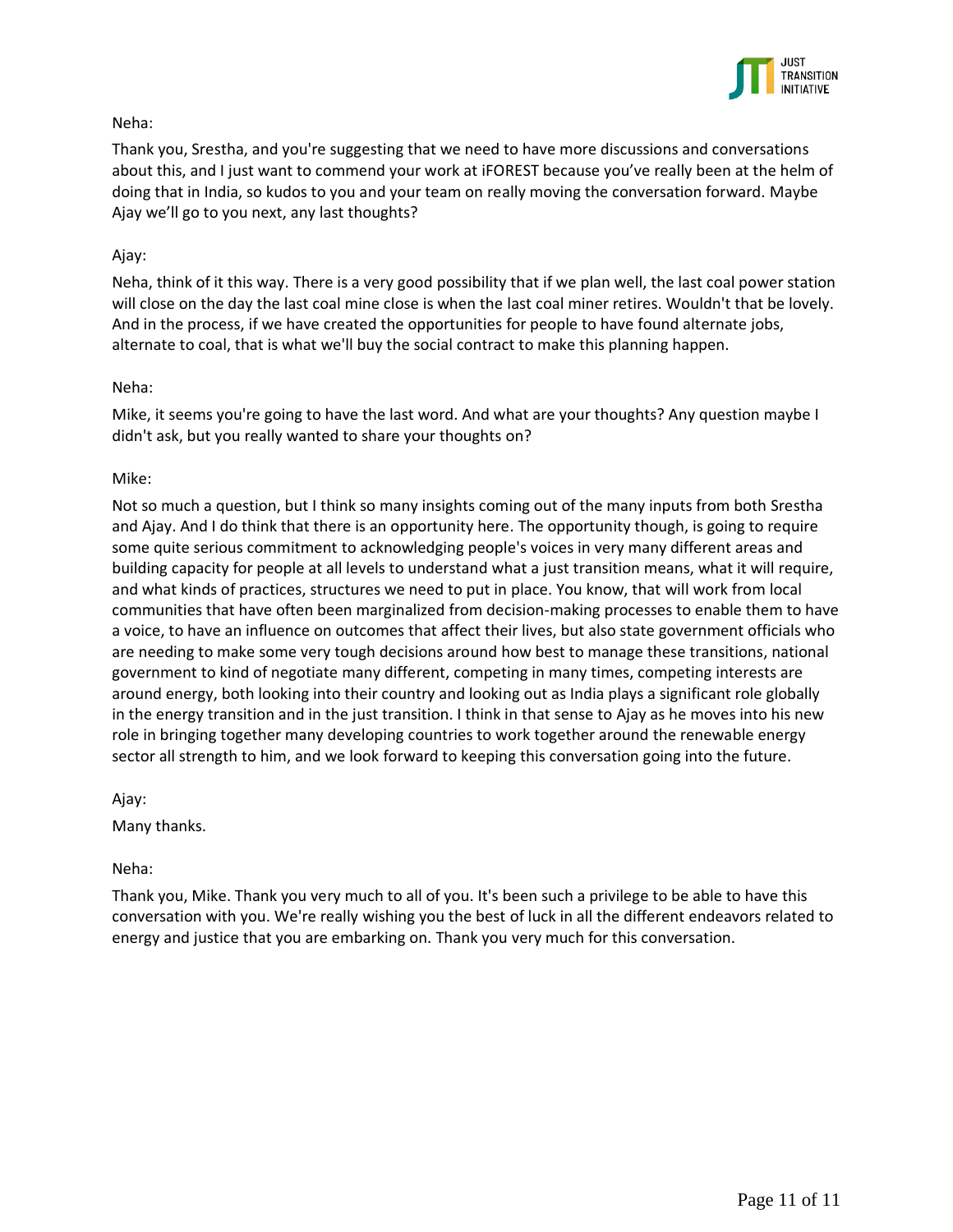Neha:

Thank you, Srestha, and you're suggesting that we need to have more discussions and conversations about this, and I just want to commend your work at iFOREST because you've really been at the helm of doing that in India, so kudos to you and your team on really moving the conversation forward. Maybe Ajay we'll go to you next, any last thoughts?

Ajay:

Neha, think of it this way. There is a very good possibility that if we plan well, the last coal power station will close on the day the last coal mine close is when the last coal miner retires. Wouldn't that be lovely. And in the process, if we have created the opportunities for people to have found alternate jobs, alternate to coal, that is what we'll buy the social contract to make this planning happen.

Neha:

Mike, it seems you're going to have the last word. And what are your thoughts? Any question maybe I didn't ask, but you really wanted to share your thoughts on?

Mike:

Not so much a question, but I think so many insights coming out of the many inputs from both Srestha and Ajay. And I do think that there is an opportunity here. The opportunity though, is going to require some quite serious commitment to acknowledging people's voices in very many different areas and building capacity for people at all levels to understand what a just transition means, what it will require, and what kinds of practices, structures we need to put in place. You know, that will work from local communities that have often been marginalized from decision-making processes to enable them to have a voice, to have an influence on outcomes that affect their lives, but also state government officials who are needing to make some very tough decisions around how best to manage these transitions, national government to kind of negotiate many different, competing in many times, competing interests are around energy, both looking into their country and looking out as India plays a significant role globally in the energy transition and in the just transition. I think in that sense to Ajay as he moves into his new role in bringing together many developing countries to work together around the renewable energy sector all strength to him, and we look forward to keeping this conversation going into the future.

Ajay:

Many thanks.

Neha:

Thank you, Mike. Thank you very much to all of you. It's been such a privilege to be able to have this conversation with you. We're really wishing you the best of luck in all the different endeavors related to energy and justice that you are embarking on. Thank you very much for this conversation.